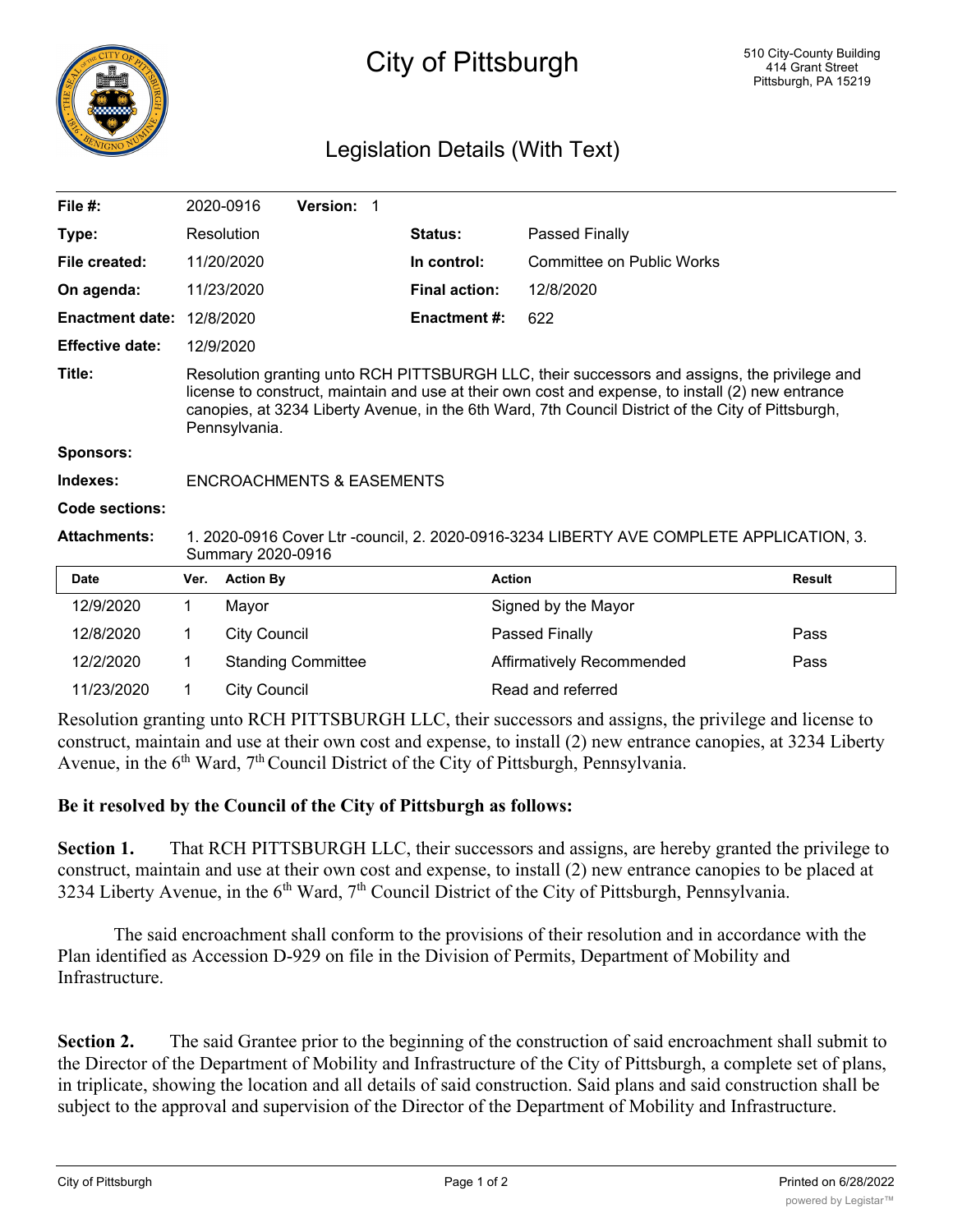# City of Pittsburgh

510 City-County Building
414 Grant Street
Pittsburgh, PA 15219

## Legislation Details (With Text)

| | | | |
|---|---|---|---|
| **File #:** | 2020-0916 **Version:** 1 | | |
| **Type:** | Resolution | **Status:** | Passed Finally |
| **File created:** | 11/20/2020 | **In control:** | Committee on Public Works |
| **On agenda:** | 11/23/2020 | **Final action:** | 12/8/2020 |
| **Enactment date:** | 12/8/2020 | **Enactment #:** | 622 |
| **Effective date:** | 12/9/2020 | | |

**Title:** Resolution granting unto RCH PITTSBURGH LLC, their successors and assigns, the privilege and license to construct, maintain and use at their own cost and expense, to install (2) new entrance canopies, at 3234 Liberty Avenue, in the 6th Ward, 7th Council District of the City of Pittsburgh, Pennsylvania.

**Sponsors:**

**Indexes:** ENCROACHMENTS & EASEMENTS

**Code sections:**

**Attachments:** 1. 2020-0916 Cover Ltr -council, 2. 2020-0916-3234 LIBERTY AVE COMPLETE APPLICATION, 3. Summary 2020-0916

| Date | Ver. | Action By | Action | Result |
|---|---|---|---|---|
| 12/9/2020 | 1 | Mayor | Signed by the Mayor | |
| 12/8/2020 | 1 | City Council | Passed Finally | Pass |
| 12/2/2020 | 1 | Standing Committee | Affirmatively Recommended | Pass |
| 11/23/2020 | 1 | City Council | Read and referred | |

Resolution granting unto RCH PITTSBURGH LLC, their successors and assigns, the privilege and license to construct, maintain and use at their own cost and expense, to install (2) new entrance canopies, at 3234 Liberty Avenue, in the 6th Ward, 7th Council District of the City of Pittsburgh, Pennsylvania.

**Be it resolved by the Council of the City of Pittsburgh as follows:**

**Section 1.** That RCH PITTSBURGH LLC, their successors and assigns, are hereby granted the privilege to construct, maintain and use at their own cost and expense, to install (2) new entrance canopies to be placed at 3234 Liberty Avenue, in the 6th Ward, 7th Council District of the City of Pittsburgh, Pennsylvania.

The said encroachment shall conform to the provisions of their resolution and in accordance with the Plan identified as Accession D-929 on file in the Division of Permits, Department of Mobility and Infrastructure.

**Section 2.** The said Grantee prior to the beginning of the construction of said encroachment shall submit to the Director of the Department of Mobility and Infrastructure of the City of Pittsburgh, a complete set of plans, in triplicate, showing the location and all details of said construction. Said plans and said construction shall be subject to the approval and supervision of the Director of the Department of Mobility and Infrastructure.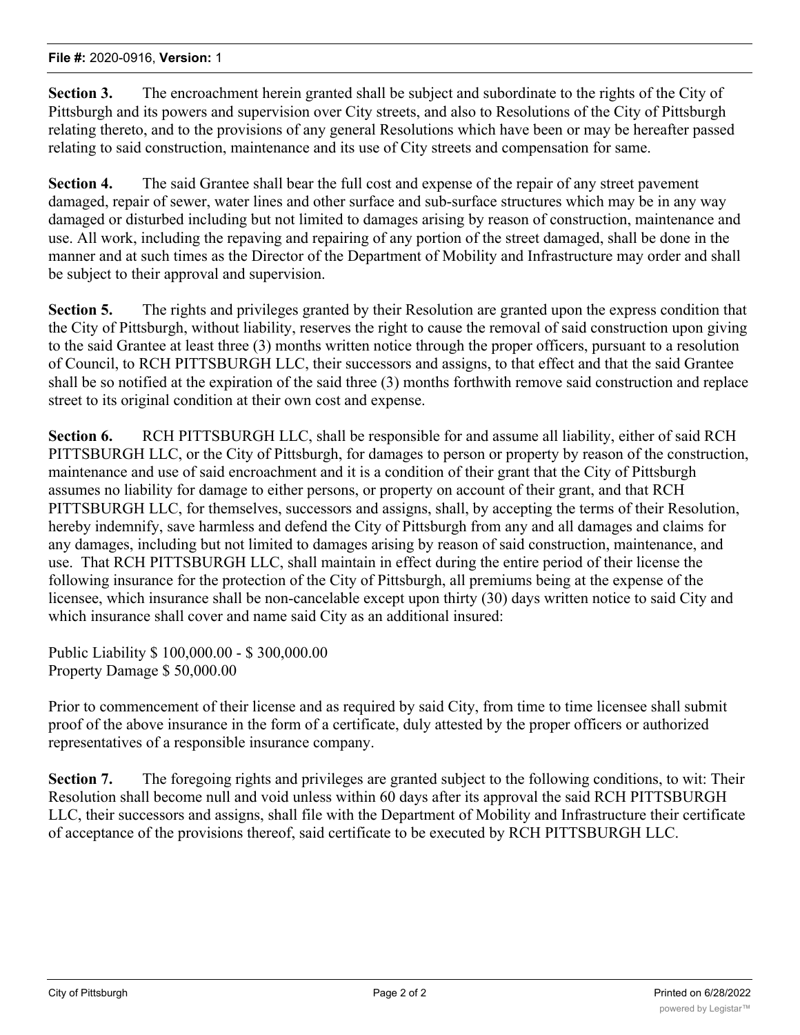**Section 3.** The encroachment herein granted shall be subject and subordinate to the rights of the City of Pittsburgh and its powers and supervision over City streets, and also to Resolutions of the City of Pittsburgh relating thereto, and to the provisions of any general Resolutions which have been or may be hereafter passed relating to said construction, maintenance and its use of City streets and compensation for same.

**Section 4.** The said Grantee shall bear the full cost and expense of the repair of any street pavement damaged, repair of sewer, water lines and other surface and sub-surface structures which may be in any way damaged or disturbed including but not limited to damages arising by reason of construction, maintenance and use. All work, including the repaving and repairing of any portion of the street damaged, shall be done in the manner and at such times as the Director of the Department of Mobility and Infrastructure may order and shall be subject to their approval and supervision.

**Section 5.** The rights and privileges granted by their Resolution are granted upon the express condition that the City of Pittsburgh, without liability, reserves the right to cause the removal of said construction upon giving to the said Grantee at least three (3) months written notice through the proper officers, pursuant to a resolution of Council, to RCH PITTSBURGH LLC, their successors and assigns, to that effect and that the said Grantee shall be so notified at the expiration of the said three (3) months forthwith remove said construction and replace street to its original condition at their own cost and expense.

**Section 6.** RCH PITTSBURGH LLC, shall be responsible for and assume all liability, either of said RCH PITTSBURGH LLC, or the City of Pittsburgh, for damages to person or property by reason of the construction, maintenance and use of said encroachment and it is a condition of their grant that the City of Pittsburgh assumes no liability for damage to either persons, or property on account of their grant, and that RCH PITTSBURGH LLC, for themselves, successors and assigns, shall, by accepting the terms of their Resolution, hereby indemnify, save harmless and defend the City of Pittsburgh from any and all damages and claims for any damages, including but not limited to damages arising by reason of said construction, maintenance, and use. That RCH PITTSBURGH LLC, shall maintain in effect during the entire period of their license the following insurance for the protection of the City of Pittsburgh, all premiums being at the expense of the licensee, which insurance shall be non-cancelable except upon thirty (30) days written notice to said City and which insurance shall cover and name said City as an additional insured:

Public Liability $ 100,000.00 - $ 300,000.00
Property Damage $ 50,000.00

Prior to commencement of their license and as required by said City, from time to time licensee shall submit proof of the above insurance in the form of a certificate, duly attested by the proper officers or authorized representatives of a responsible insurance company.

**Section 7.** The foregoing rights and privileges are granted subject to the following conditions, to wit: Their Resolution shall become null and void unless within 60 days after its approval the said RCH PITTSBURGH LLC, their successors and assigns, shall file with the Department of Mobility and Infrastructure their certificate of acceptance of the provisions thereof, said certificate to be executed by RCH PITTSBURGH LLC.